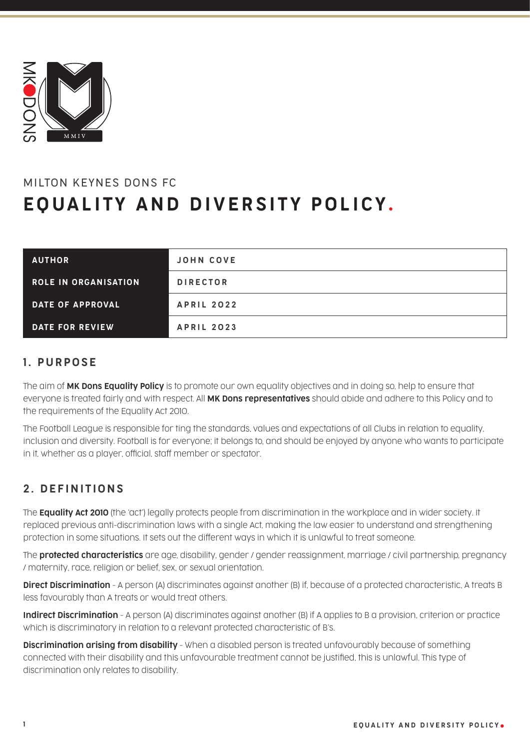MILTON KEYNES DONS FC

# EQUALITY AND DIVERSITY POLICY.

| AUTHOR | JOHN COVE |
|---|---|
| ROLE IN ORGANISATION | DIRECTOR |
| DATE OF APPROVAL | APRIL 2022 |
| DATE FOR REVIEW | APRIL 2023 |

## 1. PURPOSE

The aim of **MK Dons Equality Policy** is to promote our own equality objectives and in doing so, help to ensure that everyone is treated fairly and with respect. All **MK Dons representatives** should abide and adhere to this Policy and to the requirements of the Equality Act 2010.

The Football League is responsible for ting the standards, values and expectations of all Clubs in relation to equality, inclusion and diversity. Football is for everyone; it belongs to, and should be enjoyed by anyone who wants to participate in it, whether as a player, official, staff member or spectator.

## 2. DEFINITIONS

The **Equality Act 2010** (the 'act') legally protects people from discrimination in the workplace and in wider society. It replaced previous anti-discrimination laws with a single Act, making the law easier to understand and strengthening protection in some situations. It sets out the different ways in which it is unlawful to treat someone.

The **protected characteristics** are age, disability, gender / gender reassignment, marriage / civil partnership, pregnancy / maternity, race, religion or belief, sex, or sexual orientation.

**Direct Discrimination** - A person (A) discriminates against another (B) if, because of a protected characteristic, A treats B less favourably than A treats or would treat others.

**Indirect Discrimination** - A person (A) discriminates against another (B) if A applies to B a provision, criterion or practice which is discriminatory in relation to a relevant protected characteristic of B's.

**Discrimination arising from disability** - When a disabled person is treated unfavourably because of something connected with their disability and this unfavourable treatment cannot be justified, this is unlawful. This type of discrimination only relates to disability.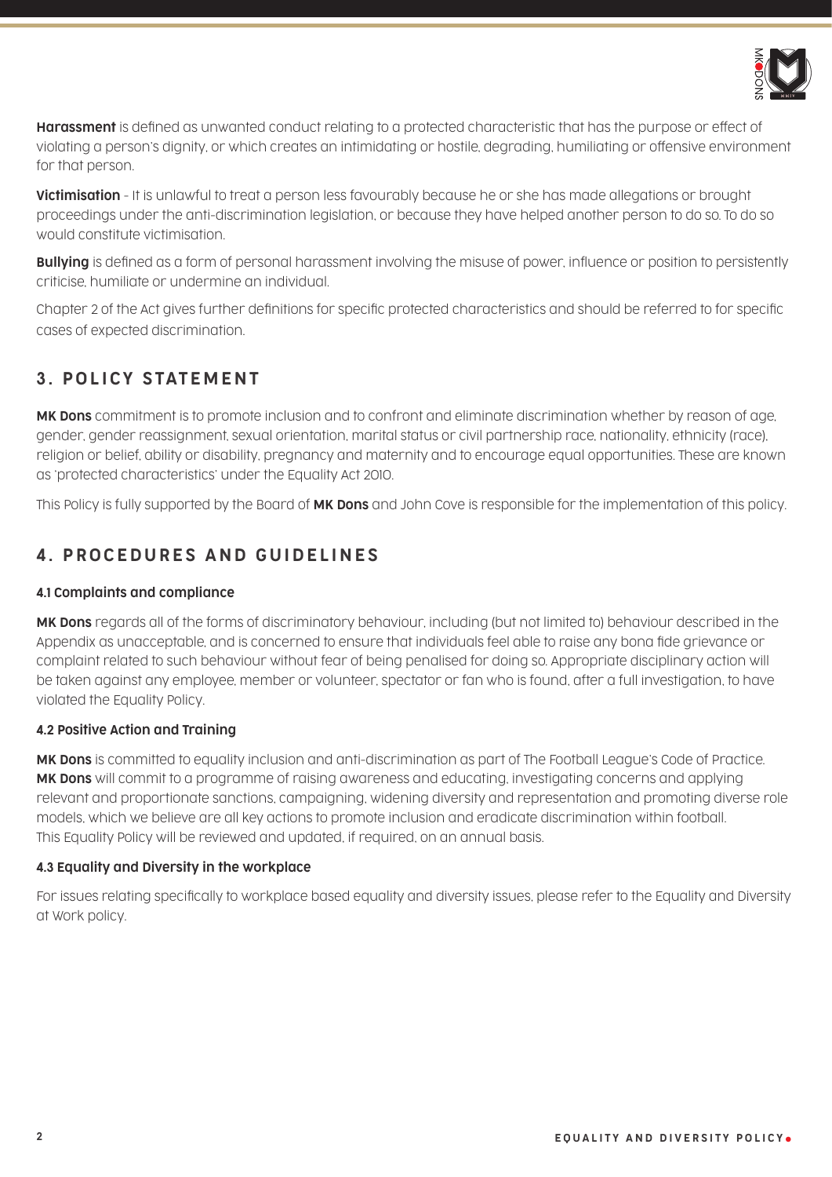**Harassment** is defined as unwanted conduct relating to a protected characteristic that has the purpose or effect of violating a person's dignity, or which creates an intimidating or hostile, degrading, humiliating or offensive environment for that person.

**Victimisation** - It is unlawful to treat a person less favourably because he or she has made allegations or brought proceedings under the anti-discrimination legislation, or because they have helped another person to do so. To do so would constitute victimisation.

**Bullying** is defined as a form of personal harassment involving the misuse of power, influence or position to persistently criticise, humiliate or undermine an individual.

Chapter 2 of the Act gives further definitions for specific protected characteristics and should be referred to for specific cases of expected discrimination.

## 3. POLICY STATEMENT

**MK Dons** commitment is to promote inclusion and to confront and eliminate discrimination whether by reason of age, gender, gender reassignment, sexual orientation, marital status or civil partnership race, nationality, ethnicity (race), religion or belief, ability or disability, pregnancy and maternity and to encourage equal opportunities. These are known as 'protected characteristics' under the Equality Act 2010.

This Policy is fully supported by the Board of **MK Dons** and John Cove is responsible for the implementation of this policy.

## 4. PROCEDURES AND GUIDELINES

### 4.1 Complaints and compliance

**MK Dons** regards all of the forms of discriminatory behaviour, including (but not limited to) behaviour described in the Appendix as unacceptable, and is concerned to ensure that individuals feel able to raise any bona fide grievance or complaint related to such behaviour without fear of being penalised for doing so. Appropriate disciplinary action will be taken against any employee, member or volunteer, spectator or fan who is found, after a full investigation, to have violated the Equality Policy.

### 4.2 Positive Action and Training

**MK Dons** is committed to equality inclusion and anti-discrimination as part of The Football League's Code of Practice. **MK Dons** will commit to a programme of raising awareness and educating, investigating concerns and applying relevant and proportionate sanctions, campaigning, widening diversity and representation and promoting diverse role models, which we believe are all key actions to promote inclusion and eradicate discrimination within football.
This Equality Policy will be reviewed and updated, if required, on an annual basis.

### 4.3 Equality and Diversity in the workplace

For issues relating specifically to workplace based equality and diversity issues, please refer to the Equality and Diversity at Work policy.